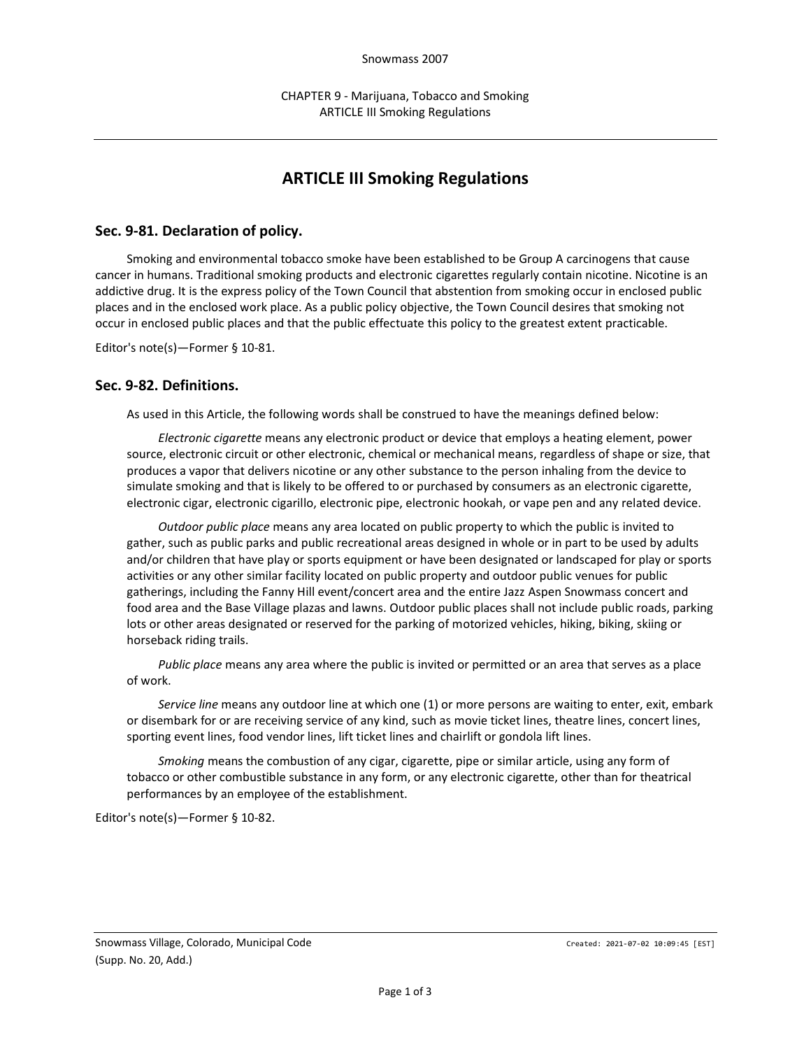# ARTICLE III Smoking Regulations

## Sec. 9-81. Declaration of policy.

Smoking and environmental tobacco smoke have been established to be Group A carcinogens that cause cancer in humans. Traditional smoking products and electronic cigarettes regularly contain nicotine. Nicotine is an addictive drug. It is the express policy of the Town Council that abstention from smoking occur in enclosed public places and in the enclosed work place. As a public policy objective, the Town Council desires that smoking not occur in enclosed public places and that the public effectuate this policy to the greatest extent practicable.

Editor's note(s)—Former § 10-81.

## Sec. 9-82. Definitions.

As used in this Article, the following words shall be construed to have the meanings defined below:

*Electronic cigarette* means any electronic product or device that employs a heating element, power source, electronic circuit or other electronic, chemical or mechanical means, regardless of shape or size, that produces a vapor that delivers nicotine or any other substance to the person inhaling from the device to simulate smoking and that is likely to be offered to or purchased by consumers as an electronic cigarette, electronic cigar, electronic cigarillo, electronic pipe, electronic hookah, or vape pen and any related device.

*Outdoor public place* means any area located on public property to which the public is invited to gather, such as public parks and public recreational areas designed in whole or in part to be used by adults and/or children that have play or sports equipment or have been designated or landscaped for play or sports activities or any other similar facility located on public property and outdoor public venues for public gatherings, including the Fanny Hill event/concert area and the entire Jazz Aspen Snowmass concert and food area and the Base Village plazas and lawns. Outdoor public places shall not include public roads, parking lots or other areas designated or reserved for the parking of motorized vehicles, hiking, biking, skiing or horseback riding trails.

*Public place* means any area where the public is invited or permitted or an area that serves as a place of work.

*Service line* means any outdoor line at which one (1) or more persons are waiting to enter, exit, embark or disembark for or are receiving service of any kind, such as movie ticket lines, theatre lines, concert lines, sporting event lines, food vendor lines, lift ticket lines and chairlift or gondola lift lines.

*Smoking* means the combustion of any cigar, cigarette, pipe or similar article, using any form of tobacco or other combustible substance in any form, or any electronic cigarette, other than for theatrical performances by an employee of the establishment.

Editor's note(s)—Former § 10-82.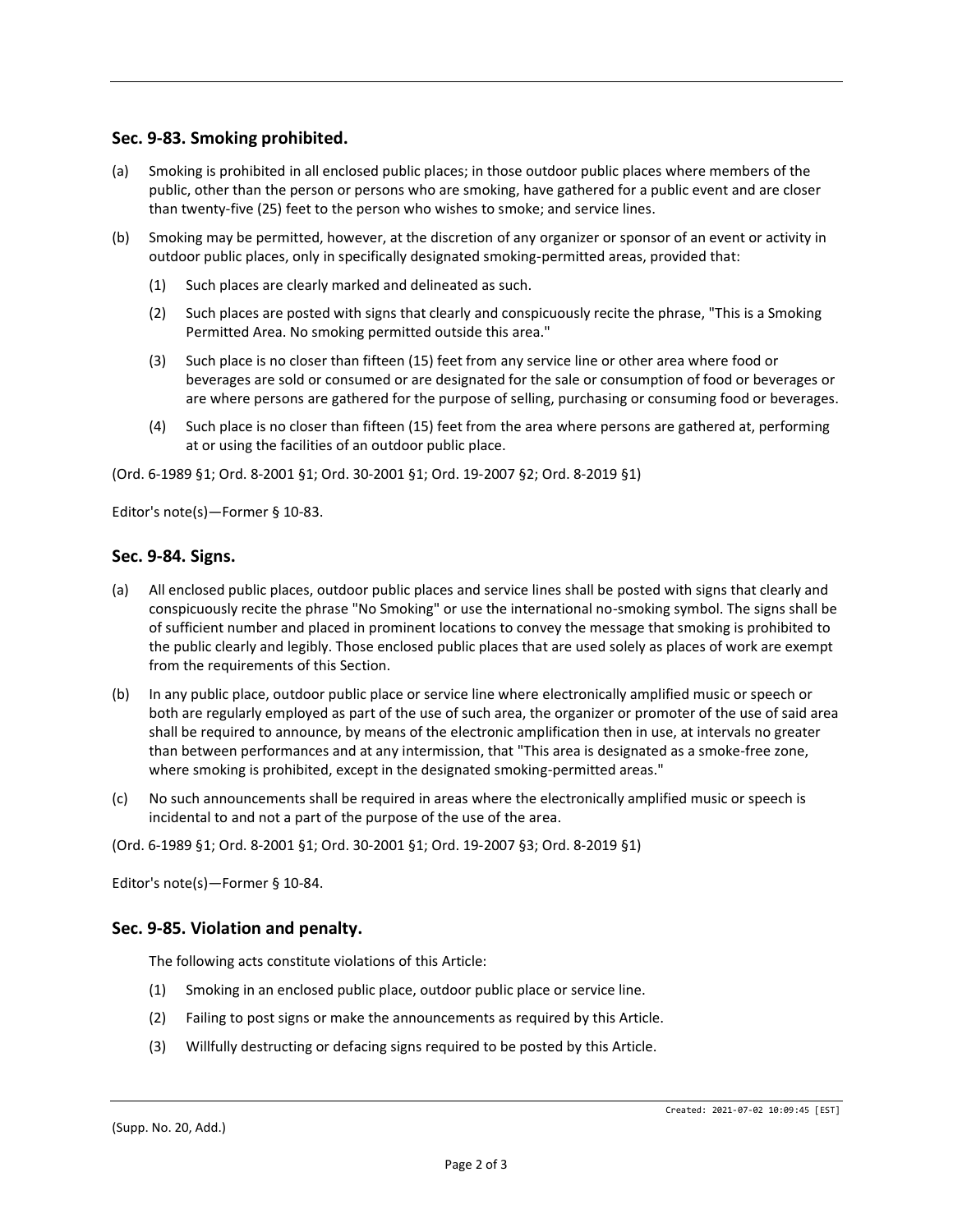## Sec. 9-83. Smoking prohibited.

(a) Smoking is prohibited in all enclosed public places; in those outdoor public places where members of the public, other than the person or persons who are smoking, have gathered for a public event and are closer than twenty-five (25) feet to the person who wishes to smoke; and service lines.

(b) Smoking may be permitted, however, at the discretion of any organizer or sponsor of an event or activity in outdoor public places, only in specifically designated smoking-permitted areas, provided that:

  (1) Such places are clearly marked and delineated as such.

  (2) Such places are posted with signs that clearly and conspicuously recite the phrase, "This is a Smoking Permitted Area. No smoking permitted outside this area."

  (3) Such place is no closer than fifteen (15) feet from any service line or other area where food or beverages are sold or consumed or are designated for the sale or consumption of food or beverages or are where persons are gathered for the purpose of selling, purchasing or consuming food or beverages.

  (4) Such place is no closer than fifteen (15) feet from the area where persons are gathered at, performing at or using the facilities of an outdoor public place.

(Ord. 6-1989 §1; Ord. 8-2001 §1; Ord. 30-2001 §1; Ord. 19-2007 §2; Ord. 8-2019 §1)

Editor's note(s)—Former § 10-83.

## Sec. 9-84. Signs.

(a) All enclosed public places, outdoor public places and service lines shall be posted with signs that clearly and conspicuously recite the phrase "No Smoking" or use the international no-smoking symbol. The signs shall be of sufficient number and placed in prominent locations to convey the message that smoking is prohibited to the public clearly and legibly. Those enclosed public places that are used solely as places of work are exempt from the requirements of this Section.

(b) In any public place, outdoor public place or service line where electronically amplified music or speech or both are regularly employed as part of the use of such area, the organizer or promoter of the use of said area shall be required to announce, by means of the electronic amplification then in use, at intervals no greater than between performances and at any intermission, that "This area is designated as a smoke-free zone, where smoking is prohibited, except in the designated smoking-permitted areas."

(c) No such announcements shall be required in areas where the electronically amplified music or speech is incidental to and not a part of the purpose of the use of the area.

(Ord. 6-1989 §1; Ord. 8-2001 §1; Ord. 30-2001 §1; Ord. 19-2007 §3; Ord. 8-2019 §1)

Editor's note(s)—Former § 10-84.

## Sec. 9-85. Violation and penalty.

The following acts constitute violations of this Article:

  (1) Smoking in an enclosed public place, outdoor public place or service line.

  (2) Failing to post signs or make the announcements as required by this Article.

  (3) Willfully destructing or defacing signs required to be posted by this Article.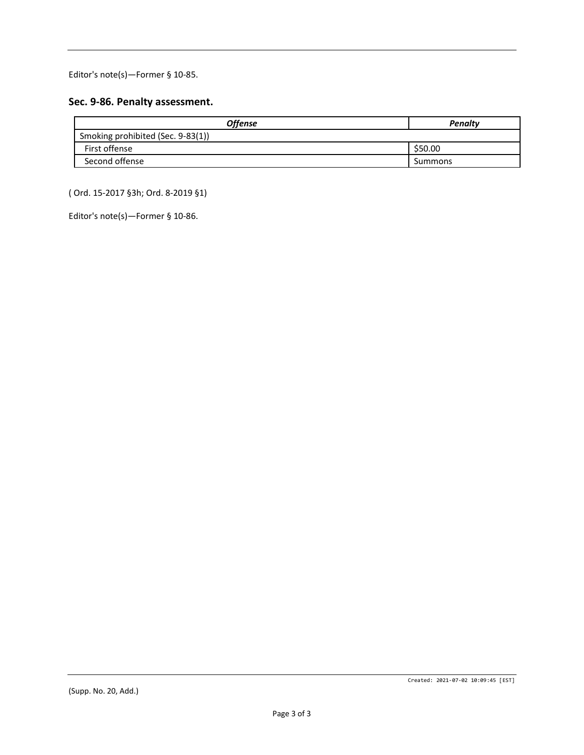Editor's note(s)—Former § 10-85.

## Sec. 9-86. Penalty assessment.

| ***Offense*** | ***Penalty*** |
| --- | --- |
| Smoking prohibited (Sec. 9-83(1)) | |
| First offense | $50.00 |
| Second offense | Summons |

( Ord. 15-2017 §3h; Ord. 8-2019 §1)

Editor's note(s)—Former § 10-86.

(Supp. No. 20, Add.)